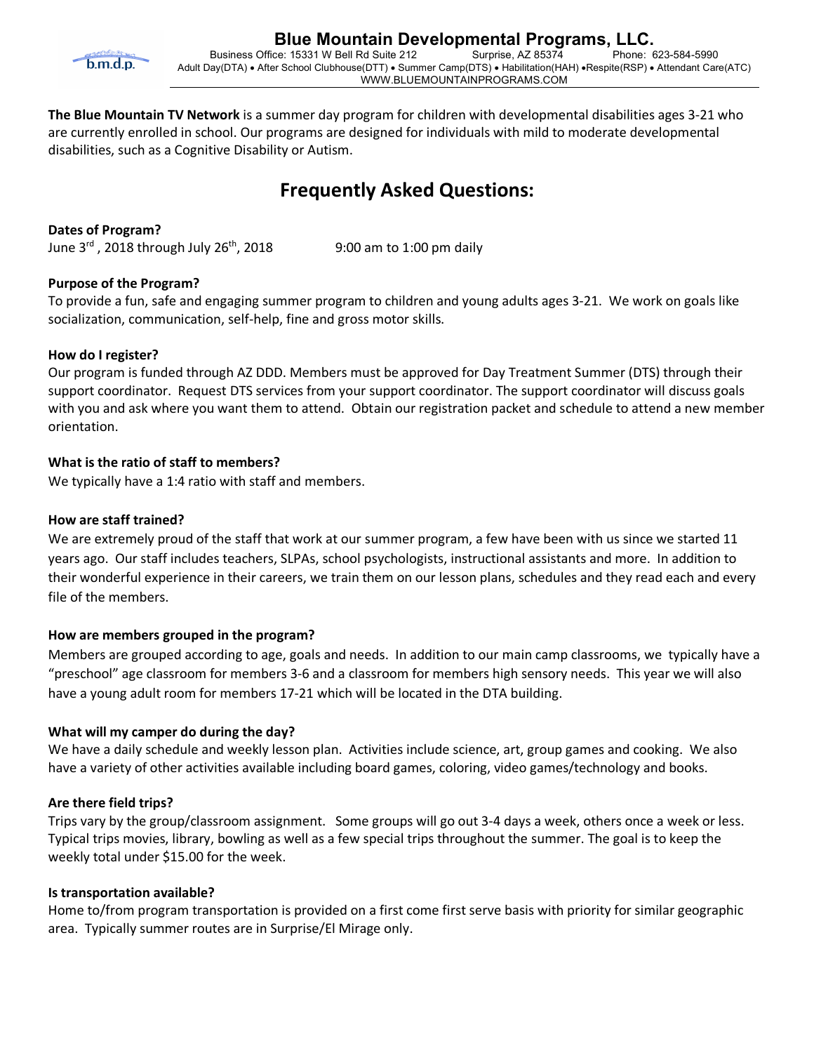# Blue Mountain Developmental Programs, LLC.

Business Office: 15331 W Bell Rd Suite 212 Surprise, AZ 85374 Phone: 623-584-5990

Adult Day(DTA) • After School Clubhouse(DTT) • Summer Camp(DTS) • Habilitation(HAH) •Respite(RSP) • Attendant Care(ATC)

WWW.BLUEMOUNTAINPROGRAMS.COM

**The Blue Mountain TV Network** is a summer day program for children with developmental disabilities ages 3-21 who are currently enrolled in school. Our programs are designed for individuals with mild to moderate developmental disabilities, such as a Cognitive Disability or Autism.

## Frequently Asked Questions:

**Dates of Program?**

June 3rd, 2018 through July 26th, 2018 9:00 am to 1:00 pm daily

**Purpose of the Program?**

To provide a fun, safe and engaging summer program to children and young adults ages 3-21. We work on goals like socialization, communication, self-help, fine and gross motor skills.

**How do I register?**

Our program is funded through AZ DDD. Members must be approved for Day Treatment Summer (DTS) through their support coordinator. Request DTS services from your support coordinator. The support coordinator will discuss goals with you and ask where you want them to attend. Obtain our registration packet and schedule to attend a new member orientation.

**What is the ratio of staff to members?**

We typically have a 1:4 ratio with staff and members.

**How are staff trained?**

We are extremely proud of the staff that work at our summer program, a few have been with us since we started 11 years ago. Our staff includes teachers, SLPAs, school psychologists, instructional assistants and more. In addition to their wonderful experience in their careers, we train them on our lesson plans, schedules and they read each and every file of the members.

**How are members grouped in the program?**

Members are grouped according to age, goals and needs. In addition to our main camp classrooms, we typically have a "preschool" age classroom for members 3-6 and a classroom for members high sensory needs. This year we will also have a young adult room for members 17-21 which will be located in the DTA building.

**What will my camper do during the day?**

We have a daily schedule and weekly lesson plan. Activities include science, art, group games and cooking. We also have a variety of other activities available including board games, coloring, video games/technology and books.

**Are there field trips?**

Trips vary by the group/classroom assignment. Some groups will go out 3-4 days a week, others once a week or less. Typical trips movies, library, bowling as well as a few special trips throughout the summer. The goal is to keep the weekly total under $15.00 for the week.

**Is transportation available?**

Home to/from program transportation is provided on a first come first serve basis with priority for similar geographic area. Typically summer routes are in Surprise/El Mirage only.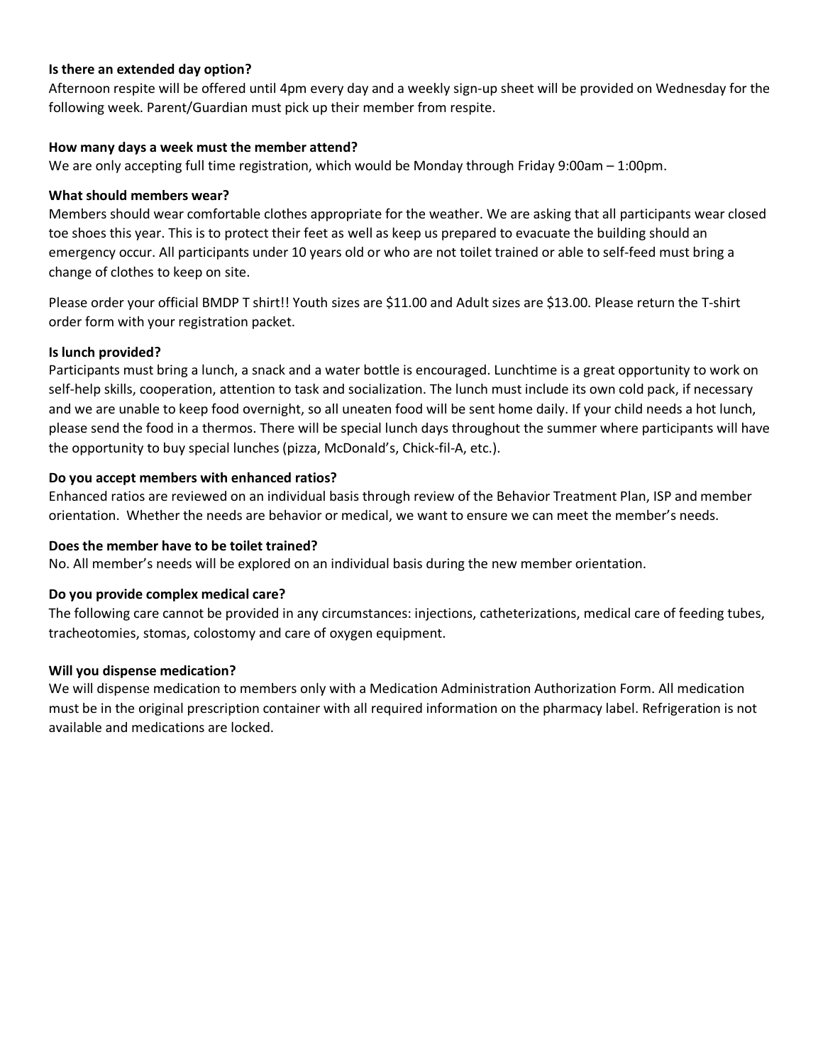**Is there an extended day option?**

Afternoon respite will be offered until 4pm every day and a weekly sign-up sheet will be provided on Wednesday for the following week. Parent/Guardian must pick up their member from respite.

**How many days a week must the member attend?**

We are only accepting full time registration, which would be Monday through Friday 9:00am – 1:00pm.

**What should members wear?**

Members should wear comfortable clothes appropriate for the weather. We are asking that all participants wear closed toe shoes this year. This is to protect their feet as well as keep us prepared to evacuate the building should an emergency occur. All participants under 10 years old or who are not toilet trained or able to self-feed must bring a change of clothes to keep on site.

Please order your official BMDP T shirt!! Youth sizes are $11.00 and Adult sizes are $13.00. Please return the T-shirt order form with your registration packet.

**Is lunch provided?**

Participants must bring a lunch, a snack and a water bottle is encouraged. Lunchtime is a great opportunity to work on self-help skills, cooperation, attention to task and socialization. The lunch must include its own cold pack, if necessary and we are unable to keep food overnight, so all uneaten food will be sent home daily. If your child needs a hot lunch, please send the food in a thermos. There will be special lunch days throughout the summer where participants will have the opportunity to buy special lunches (pizza, McDonald's, Chick-fil-A, etc.).

**Do you accept members with enhanced ratios?**

Enhanced ratios are reviewed on an individual basis through review of the Behavior Treatment Plan, ISP and member orientation. Whether the needs are behavior or medical, we want to ensure we can meet the member's needs.

**Does the member have to be toilet trained?**

No. All member's needs will be explored on an individual basis during the new member orientation.

**Do you provide complex medical care?**

The following care cannot be provided in any circumstances: injections, catheterizations, medical care of feeding tubes, tracheotomies, stomas, colostomy and care of oxygen equipment.

**Will you dispense medication?**

We will dispense medication to members only with a Medication Administration Authorization Form. All medication must be in the original prescription container with all required information on the pharmacy label. Refrigeration is not available and medications are locked.